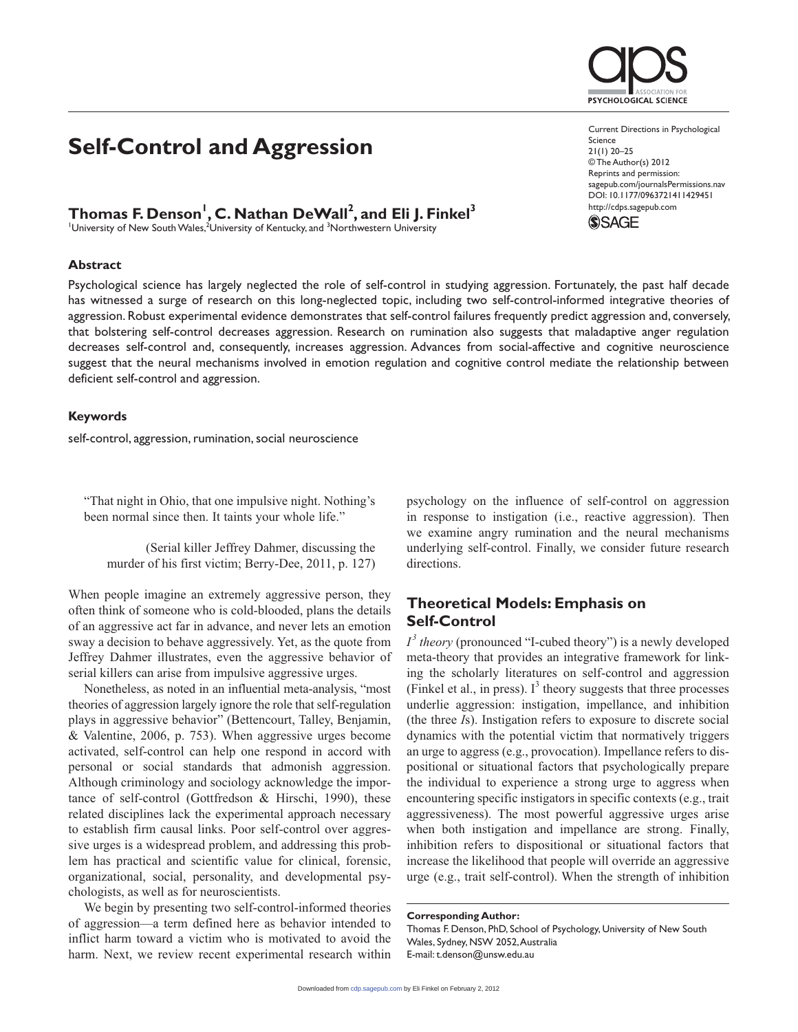# Self-Control and Aggression

**Thomas F. Denson[1], C. Nathan DeWall[2], and Eli J. Finkel[3]**
[1]University of New South Wales, [2]University of Kentucky, and [3]Northwestern University

Current Directions in Psychological Science
21(1) 20–25
© The Author(s) 2012
Reprints and permission: sagepub.com/journalsPermissions.nav
DOI: 10.1177/0963721411429451
http://cdps.sagepub.com

### Abstract

Psychological science has largely neglected the role of self-control in studying aggression. Fortunately, the past half decade has witnessed a surge of research on this long-neglected topic, including two self-control-informed integrative theories of aggression. Robust experimental evidence demonstrates that self-control failures frequently predict aggression and, conversely, that bolstering self-control decreases aggression. Research on rumination also suggests that maladaptive anger regulation decreases self-control and, consequently, increases aggression. Advances from social-affective and cognitive neuroscience suggest that the neural mechanisms involved in emotion regulation and cognitive control mediate the relationship between deficient self-control and aggression.

### Keywords

self-control, aggression, rumination, social neuroscience

> "That night in Ohio, that one impulsive night. Nothing's been normal since then. It taints your whole life."
>
> (Serial killer Jeffrey Dahmer, discussing the murder of his first victim; Berry-Dee, 2011, p. 127)

When people imagine an extremely aggressive person, they often think of someone who is cold-blooded, plans the details of an aggressive act far in advance, and never lets an emotion sway a decision to behave aggressively. Yet, as the quote from Jeffrey Dahmer illustrates, even the aggressive behavior of serial killers can arise from impulsive aggressive urges.

Nonetheless, as noted in an influential meta-analysis, "most theories of aggression largely ignore the role that self-regulation plays in aggressive behavior" (Bettencourt, Talley, Benjamin, & Valentine, 2006, p. 753). When aggressive urges become activated, self-control can help one respond in accord with personal or social standards that admonish aggression. Although criminology and sociology acknowledge the importance of self-control (Gottfredson & Hirschi, 1990), these related disciplines lack the experimental approach necessary to establish firm causal links. Poor self-control over aggressive urges is a widespread problem, and addressing this problem has practical and scientific value for clinical, forensic, organizational, social, personality, and developmental psychologists, as well as for neuroscientists.

We begin by presenting two self-control-informed theories of aggression—a term defined here as behavior intended to inflict harm toward a victim who is motivated to avoid the harm. Next, we review recent experimental research within psychology on the influence of self-control on aggression in response to instigation (i.e., reactive aggression). Then we examine angry rumination and the neural mechanisms underlying self-control. Finally, we consider future research directions.

## Theoretical Models: Emphasis on Self-Control

*I$^3$ theory* (pronounced "I-cubed theory") is a newly developed meta-theory that provides an integrative framework for linking the scholarly literatures on self-control and aggression (Finkel et al., in press). I$^3$ theory suggests that three processes underlie aggression: instigation, impellance, and inhibition (the three *I*s). Instigation refers to exposure to discrete social dynamics with the potential victim that normatively triggers an urge to aggress (e.g., provocation). Impellance refers to dispositional or situational factors that psychologically prepare the individual to experience a strong urge to aggress when encountering specific instigators in specific contexts (e.g., trait aggressiveness). The most powerful aggressive urges arise when both instigation and impellance are strong. Finally, inhibition refers to dispositional or situational factors that increase the likelihood that people will override an aggressive urge (e.g., trait self-control). When the strength of inhibition

**Corresponding Author:**
Thomas F. Denson, PhD, School of Psychology, University of New South Wales, Sydney, NSW 2052, Australia
E-mail: t.denson@unsw.edu.au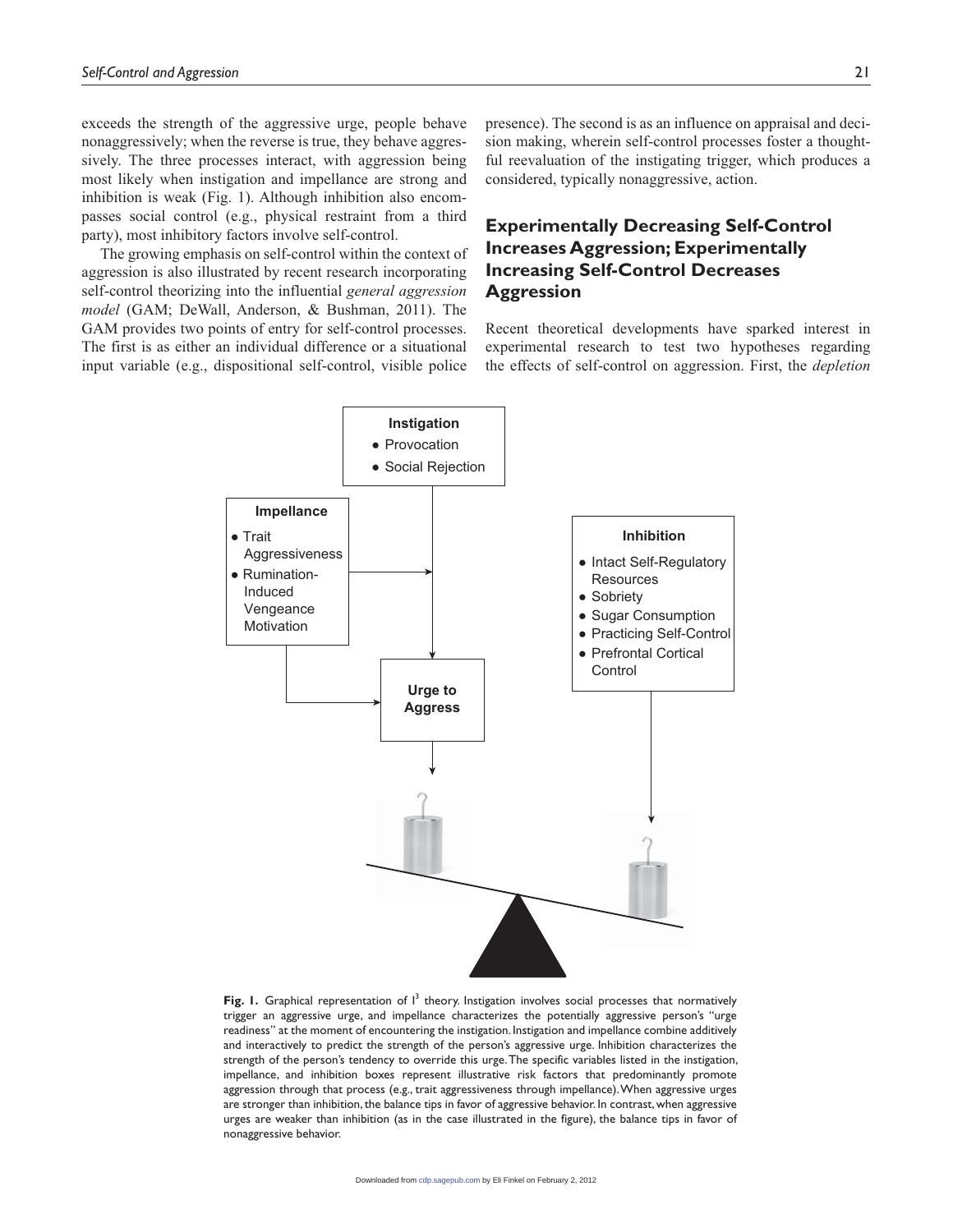exceeds the strength of the aggressive urge, people behave nonaggressively; when the reverse is true, they behave aggressively. The three processes interact, with aggression being most likely when instigation and impellance are strong and inhibition is weak (Fig. 1). Although inhibition also encompasses social control (e.g., physical restraint from a third party), most inhibitory factors involve self-control.

The growing emphasis on self-control within the context of aggression is also illustrated by recent research incorporating self-control theorizing into the influential *general aggression model* (GAM; DeWall, Anderson, & Bushman, 2011). The GAM provides two points of entry for self-control processes. The first is as either an individual difference or a situational input variable (e.g., dispositional self-control, visible police presence). The second is as an influence on appraisal and decision making, wherein self-control processes foster a thoughtful reevaluation of the instigating trigger, which produces a considered, typically nonaggressive, action.

## Experimentally Decreasing Self-Control Increases Aggression; Experimentally Increasing Self-Control Decreases Aggression

Recent theoretical developments have sparked interest in experimental research to test two hypotheses regarding the effects of self-control on aggression. First, the *depletion*

**Fig. 1.** Graphical representation of $I^3$ theory. Instigation involves social processes that normatively trigger an aggressive urge, and impellance characterizes the potentially aggressive person's "urge readiness" at the moment of encountering the instigation. Instigation and impellance combine additively and interactively to predict the strength of the person's aggressive urge. Inhibition characterizes the strength of the person's tendency to override this urge. The specific variables listed in the instigation, impellance, and inhibition boxes represent illustrative risk factors that predominantly promote aggression through that process (e.g., trait aggressiveness through impellance). When aggressive urges are stronger than inhibition, the balance tips in favor of aggressive behavior. In contrast, when aggressive urges are weaker than inhibition (as in the case illustrated in the figure), the balance tips in favor of nonaggressive behavior.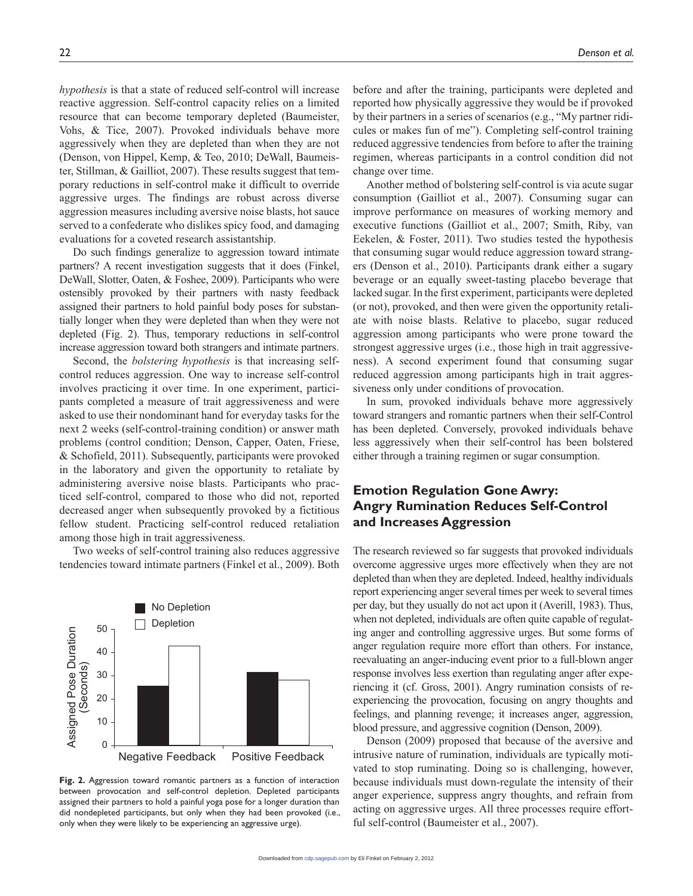*hypothesis* is that a state of reduced self-control will increase reactive aggression. Self-control capacity relies on a limited resource that can become temporary depleted (Baumeister, Vohs, & Tice, 2007). Provoked individuals behave more aggressively when they are depleted than when they are not (Denson, von Hippel, Kemp, & Teo, 2010; DeWall, Baumeister, Stillman, & Gailliot, 2007). These results suggest that temporary reductions in self-control make it difficult to override aggressive urges. The findings are robust across diverse aggression measures including aversive noise blasts, hot sauce served to a confederate who dislikes spicy food, and damaging evaluations for a coveted research assistantship.

Do such findings generalize to aggression toward intimate partners? A recent investigation suggests that it does (Finkel, DeWall, Slotter, Oaten, & Foshee, 2009). Participants who were ostensibly provoked by their partners with nasty feedback assigned their partners to hold painful body poses for substantially longer when they were depleted than when they were not depleted (Fig. 2). Thus, temporary reductions in self-control increase aggression toward both strangers and intimate partners.

Second, the *bolstering hypothesis* is that increasing self-control reduces aggression. One way to increase self-control involves practicing it over time. In one experiment, participants completed a measure of trait aggressiveness and were asked to use their nondominant hand for everyday tasks for the next 2 weeks (self-control-training condition) or answer math problems (control condition; Denson, Capper, Oaten, Friese, & Schofield, 2011). Subsequently, participants were provoked in the laboratory and given the opportunity to retaliate by administering aversive noise blasts. Participants who practiced self-control, compared to those who did not, reported decreased anger when subsequently provoked by a fictitious fellow student. Practicing self-control reduced retaliation among those high in trait aggressiveness.

Two weeks of self-control training also reduces aggressive tendencies toward intimate partners (Finkel et al., 2009). Both before and after the training, participants were depleted and reported how physically aggressive they would be if provoked by their partners in a series of scenarios (e.g., "My partner ridicules or makes fun of me"). Completing self-control training reduced aggressive tendencies from before to after the training regimen, whereas participants in a control condition did not change over time.

Another method of bolstering self-control is via acute sugar consumption (Gailliot et al., 2007). Consuming sugar can improve performance on measures of working memory and executive functions (Gailliot et al., 2007; Smith, Riby, van Eekelen, & Foster, 2011). Two studies tested the hypothesis that consuming sugar would reduce aggression toward strangers (Denson et al., 2010). Participants drank either a sugary beverage or an equally sweet-tasting placebo beverage that lacked sugar. In the first experiment, participants were depleted (or not), provoked, and then were given the opportunity retaliate with noise blasts. Relative to placebo, sugar reduced aggression among participants who were prone toward the strongest aggressive urges (i.e., those high in trait aggressiveness). A second experiment found that consuming sugar reduced aggression among participants high in trait aggressiveness only under conditions of provocation.

In sum, provoked individuals behave more aggressively toward strangers and romantic partners when their self-Control has been depleted. Conversely, provoked individuals behave less aggressively when their self-control has been bolstered either through a training regimen or sugar consumption.

**Fig. 2.** Aggression toward romantic partners as a function of interaction between provocation and self-control depletion. Depleted participants assigned their partners to hold a painful yoga pose for a longer duration than did nondepleted participants, but only when they had been provoked (i.e., only when they were likely to be experiencing an aggressive urge).

## Emotion Regulation Gone Awry: Angry Rumination Reduces Self-Control and Increases Aggression

The research reviewed so far suggests that provoked individuals overcome aggressive urges more effectively when they are not depleted than when they are depleted. Indeed, healthy individuals report experiencing anger several times per week to several times per day, but they usually do not act upon it (Averill, 1983). Thus, when not depleted, individuals are often quite capable of regulating anger and controlling aggressive urges. But some forms of anger regulation require more effort than others. For instance, reevaluating an anger-inducing event prior to a full-blown anger response involves less exertion than regulating anger after experiencing it (cf. Gross, 2001). Angry rumination consists of re-experiencing the provocation, focusing on angry thoughts and feelings, and planning revenge; it increases anger, aggression, blood pressure, and aggressive cognition (Denson, 2009).

Denson (2009) proposed that because of the aversive and intrusive nature of rumination, individuals are typically motivated to stop ruminating. Doing so is challenging, however, because individuals must down-regulate the intensity of their anger experience, suppress angry thoughts, and refrain from acting on aggressive urges. All three processes require effortful self-control (Baumeister et al., 2007).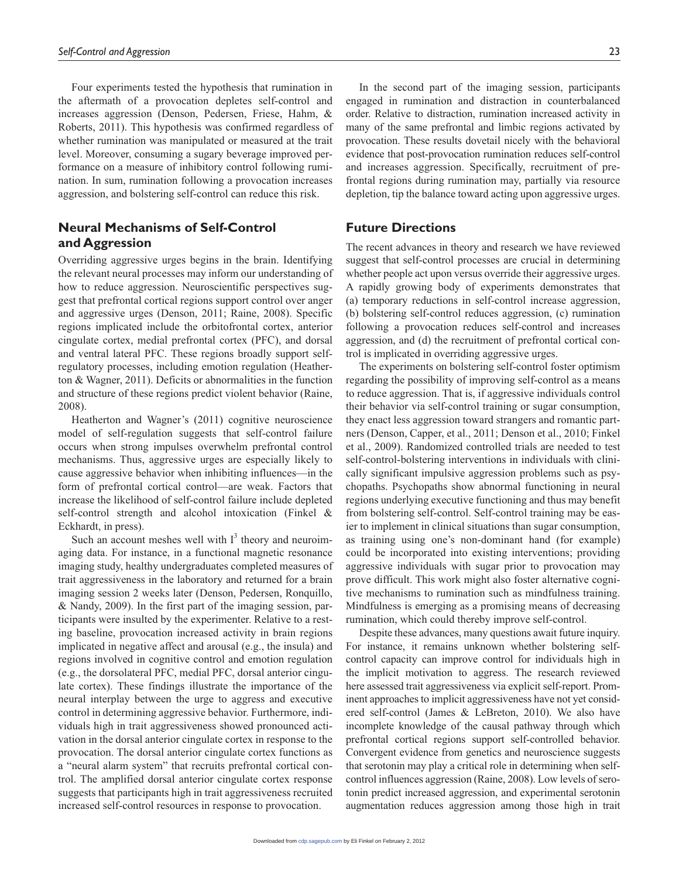Four experiments tested the hypothesis that rumination in the aftermath of a provocation depletes self-control and increases aggression (Denson, Pedersen, Friese, Hahm, & Roberts, 2011). This hypothesis was confirmed regardless of whether rumination was manipulated or measured at the trait level. Moreover, consuming a sugary beverage improved performance on a measure of inhibitory control following rumination. In sum, rumination following a provocation increases aggression, and bolstering self-control can reduce this risk.

## Neural Mechanisms of Self-Control and Aggression

Overriding aggressive urges begins in the brain. Identifying the relevant neural processes may inform our understanding of how to reduce aggression. Neuroscientific perspectives suggest that prefrontal cortical regions support control over anger and aggressive urges (Denson, 2011; Raine, 2008). Specific regions implicated include the orbitofrontal cortex, anterior cingulate cortex, medial prefrontal cortex (PFC), and dorsal and ventral lateral PFC. These regions broadly support self-regulatory processes, including emotion regulation (Heatherton & Wagner, 2011). Deficits or abnormalities in the function and structure of these regions predict violent behavior (Raine, 2008).

Heatherton and Wagner's (2011) cognitive neuroscience model of self-regulation suggests that self-control failure occurs when strong impulses overwhelm prefrontal control mechanisms. Thus, aggressive urges are especially likely to cause aggressive behavior when inhibiting influences—in the form of prefrontal cortical control—are weak. Factors that increase the likelihood of self-control failure include depleted self-control strength and alcohol intoxication (Finkel & Eckhardt, in press).

Such an account meshes well with $I^3$ theory and neuroimaging data. For instance, in a functional magnetic resonance imaging study, healthy undergraduates completed measures of trait aggressiveness in the laboratory and returned for a brain imaging session 2 weeks later (Denson, Pedersen, Ronquillo, & Nandy, 2009). In the first part of the imaging session, participants were insulted by the experimenter. Relative to a resting baseline, provocation increased activity in brain regions implicated in negative affect and arousal (e.g., the insula) and regions involved in cognitive control and emotion regulation (e.g., the dorsolateral PFC, medial PFC, dorsal anterior cingulate cortex). These findings illustrate the importance of the neural interplay between the urge to aggress and executive control in determining aggressive behavior. Furthermore, individuals high in trait aggressiveness showed pronounced activation in the dorsal anterior cingulate cortex in response to the provocation. The dorsal anterior cingulate cortex functions as a "neural alarm system" that recruits prefrontal cortical control. The amplified dorsal anterior cingulate cortex response suggests that participants high in trait aggressiveness recruited increased self-control resources in response to provocation.

In the second part of the imaging session, participants engaged in rumination and distraction in counterbalanced order. Relative to distraction, rumination increased activity in many of the same prefrontal and limbic regions activated by provocation. These results dovetail nicely with the behavioral evidence that post-provocation rumination reduces self-control and increases aggression. Specifically, recruitment of prefrontal regions during rumination may, partially via resource depletion, tip the balance toward acting upon aggressive urges.

## Future Directions

The recent advances in theory and research we have reviewed suggest that self-control processes are crucial in determining whether people act upon versus override their aggressive urges. A rapidly growing body of experiments demonstrates that (a) temporary reductions in self-control increase aggression, (b) bolstering self-control reduces aggression, (c) rumination following a provocation reduces self-control and increases aggression, and (d) the recruitment of prefrontal cortical control is implicated in overriding aggressive urges.

The experiments on bolstering self-control foster optimism regarding the possibility of improving self-control as a means to reduce aggression. That is, if aggressive individuals control their behavior via self-control training or sugar consumption, they enact less aggression toward strangers and romantic partners (Denson, Capper, et al., 2011; Denson et al., 2010; Finkel et al., 2009). Randomized controlled trials are needed to test self-control-bolstering interventions in individuals with clinically significant impulsive aggression problems such as psychopaths. Psychopaths show abnormal functioning in neural regions underlying executive functioning and thus may benefit from bolstering self-control. Self-control training may be easier to implement in clinical situations than sugar consumption, as training using one's non-dominant hand (for example) could be incorporated into existing interventions; providing aggressive individuals with sugar prior to provocation may prove difficult. This work might also foster alternative cognitive mechanisms to rumination such as mindfulness training. Mindfulness is emerging as a promising means of decreasing rumination, which could thereby improve self-control.

Despite these advances, many questions await future inquiry. For instance, it remains unknown whether bolstering self-control capacity can improve control for individuals high in the implicit motivation to aggress. The research reviewed here assessed trait aggressiveness via explicit self-report. Prominent approaches to implicit aggressiveness have not yet considered self-control (James & LeBreton, 2010). We also have incomplete knowledge of the causal pathway through which prefrontal cortical regions support self-controlled behavior. Convergent evidence from genetics and neuroscience suggests that serotonin may play a critical role in determining when self-control influences aggression (Raine, 2008). Low levels of serotonin predict increased aggression, and experimental serotonin augmentation reduces aggression among those high in trait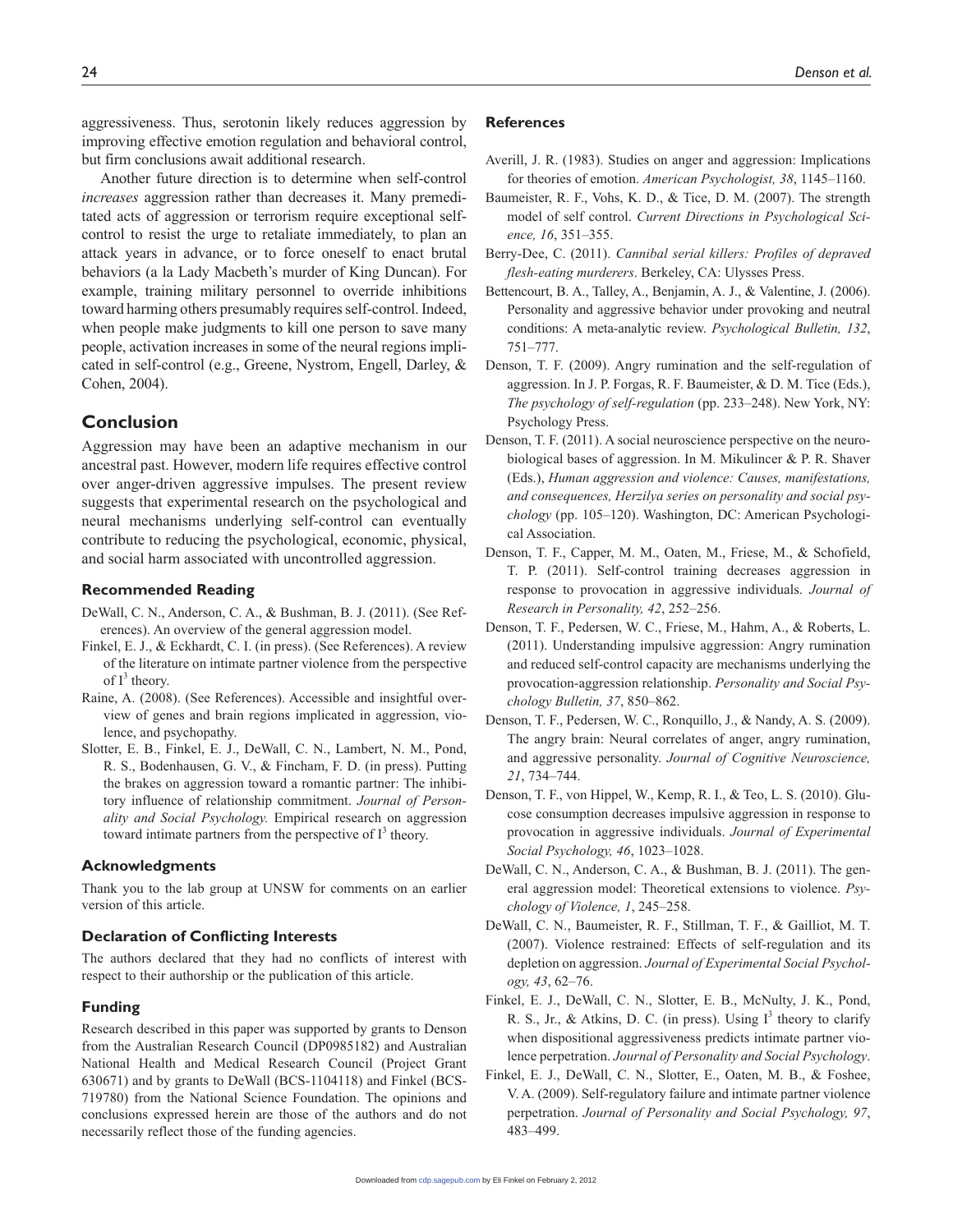aggressiveness. Thus, serotonin likely reduces aggression by improving effective emotion regulation and behavioral control, but firm conclusions await additional research.

Another future direction is to determine when self-control *increases* aggression rather than decreases it. Many premeditated acts of aggression or terrorism require exceptional self-control to resist the urge to retaliate immediately, to plan an attack years in advance, or to force oneself to enact brutal behaviors (a la Lady Macbeth's murder of King Duncan). For example, training military personnel to override inhibitions toward harming others presumably requires self-control. Indeed, when people make judgments to kill one person to save many people, activation increases in some of the neural regions implicated in self-control (e.g., Greene, Nystrom, Engell, Darley, & Cohen, 2004).

## Conclusion

Aggression may have been an adaptive mechanism in our ancestral past. However, modern life requires effective control over anger-driven aggressive impulses. The present review suggests that experimental research on the psychological and neural mechanisms underlying self-control can eventually contribute to reducing the psychological, economic, physical, and social harm associated with uncontrolled aggression.

### Recommended Reading

DeWall, C. N., Anderson, C. A., & Bushman, B. J. (2011). (See References). An overview of the general aggression model.

Finkel, E. J., & Eckhardt, C. I. (in press). (See References). A review of the literature on intimate partner violence from the perspective of $I^3$ theory.

Raine, A. (2008). (See References). Accessible and insightful overview of genes and brain regions implicated in aggression, violence, and psychopathy.

Slotter, E. B., Finkel, E. J., DeWall, C. N., Lambert, N. M., Pond, R. S., Bodenhausen, G. V., & Fincham, F. D. (in press). Putting the brakes on aggression toward a romantic partner: The inhibitory influence of relationship commitment. *Journal of Personality and Social Psychology.* Empirical research on aggression toward intimate partners from the perspective of $I^3$ theory.

### Acknowledgments

Thank you to the lab group at UNSW for comments on an earlier version of this article.

### Declaration of Conflicting Interests

The authors declared that they had no conflicts of interest with respect to their authorship or the publication of this article.

### Funding

Research described in this paper was supported by grants to Denson from the Australian Research Council (DP0985182) and Australian National Health and Medical Research Council (Project Grant 630671) and by grants to DeWall (BCS-1104118) and Finkel (BCS-719780) from the National Science Foundation. The opinions and conclusions expressed herein are those of the authors and do not necessarily reflect those of the funding agencies.

### References

Averill, J. R. (1983). Studies on anger and aggression: Implications for theories of emotion. *American Psychologist, 38*, 1145–1160.

Baumeister, R. F., Vohs, K. D., & Tice, D. M. (2007). The strength model of self control. *Current Directions in Psychological Science, 16*, 351–355.

Berry-Dee, C. (2011). *Cannibal serial killers: Profiles of depraved flesh-eating murderers*. Berkeley, CA: Ulysses Press.

Bettencourt, B. A., Talley, A., Benjamin, A. J., & Valentine, J. (2006). Personality and aggressive behavior under provoking and neutral conditions: A meta-analytic review. *Psychological Bulletin, 132*, 751–777.

Denson, T. F. (2009). Angry rumination and the self-regulation of aggression. In J. P. Forgas, R. F. Baumeister, & D. M. Tice (Eds.), *The psychology of self-regulation* (pp. 233–248). New York, NY: Psychology Press.

Denson, T. F. (2011). A social neuroscience perspective on the neurobiological bases of aggression. In M. Mikulincer & P. R. Shaver (Eds.), *Human aggression and violence: Causes, manifestations, and consequences, Herzilya series on personality and social psychology* (pp. 105–120). Washington, DC: American Psychological Association.

Denson, T. F., Capper, M. M., Oaten, M., Friese, M., & Schofield, T. P. (2011). Self-control training decreases aggression in response to provocation in aggressive individuals. *Journal of Research in Personality, 42*, 252–256.

Denson, T. F., Pedersen, W. C., Friese, M., Hahm, A., & Roberts, L. (2011). Understanding impulsive aggression: Angry rumination and reduced self-control capacity are mechanisms underlying the provocation-aggression relationship. *Personality and Social Psychology Bulletin, 37*, 850–862.

Denson, T. F., Pedersen, W. C., Ronquillo, J., & Nandy, A. S. (2009). The angry brain: Neural correlates of anger, angry rumination, and aggressive personality. *Journal of Cognitive Neuroscience, 21*, 734–744.

Denson, T. F., von Hippel, W., Kemp, R. I., & Teo, L. S. (2010). Glucose consumption decreases impulsive aggression in response to provocation in aggressive individuals. *Journal of Experimental Social Psychology, 46*, 1023–1028.

DeWall, C. N., Anderson, C. A., & Bushman, B. J. (2011). The general aggression model: Theoretical extensions to violence. *Psychology of Violence, 1*, 245–258.

DeWall, C. N., Baumeister, R. F., Stillman, T. F., & Gailliot, M. T. (2007). Violence restrained: Effects of self-regulation and its depletion on aggression. *Journal of Experimental Social Psychology, 43*, 62–76.

Finkel, E. J., DeWall, C. N., Slotter, E. B., McNulty, J. K., Pond, R. S., Jr., & Atkins, D. C. (in press). Using $I^3$ theory to clarify when dispositional aggressiveness predicts intimate partner violence perpetration. *Journal of Personality and Social Psychology*.

Finkel, E. J., DeWall, C. N., Slotter, E., Oaten, M. B., & Foshee, V. A. (2009). Self-regulatory failure and intimate partner violence perpetration. *Journal of Personality and Social Psychology, 97*, 483–499.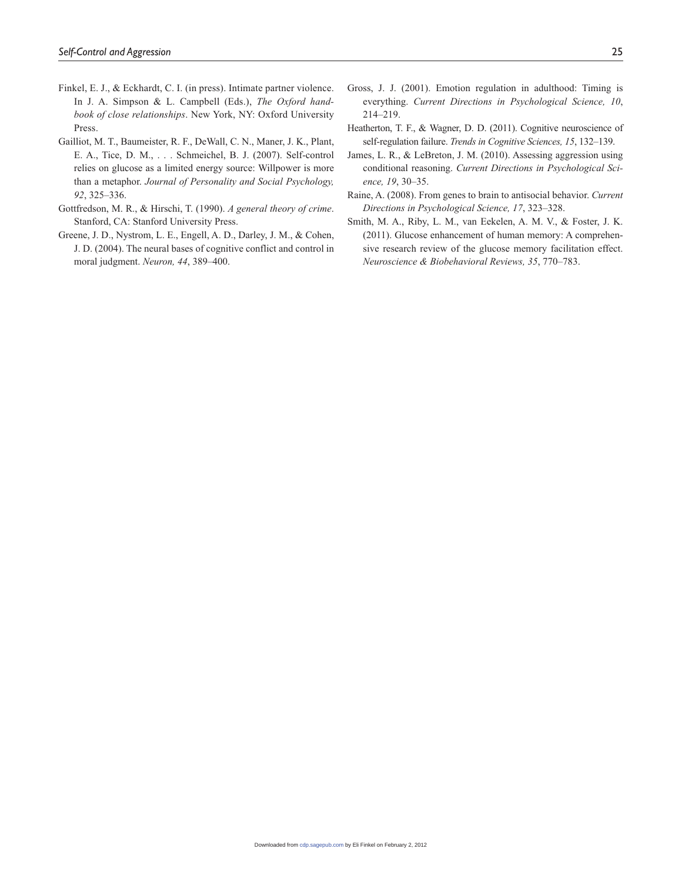Finkel, E. J., & Eckhardt, C. I. (in press). Intimate partner violence. In J. A. Simpson & L. Campbell (Eds.), *The Oxford handbook of close relationships*. New York, NY: Oxford University Press.

Gailliot, M. T., Baumeister, R. F., DeWall, C. N., Maner, J. K., Plant, E. A., Tice, D. M., . . . Schmeichel, B. J. (2007). Self-control relies on glucose as a limited energy source: Willpower is more than a metaphor. *Journal of Personality and Social Psychology, 92*, 325–336.

Gottfredson, M. R., & Hirschi, T. (1990). *A general theory of crime*. Stanford, CA: Stanford University Press.

Greene, J. D., Nystrom, L. E., Engell, A. D., Darley, J. M., & Cohen, J. D. (2004). The neural bases of cognitive conflict and control in moral judgment. *Neuron, 44*, 389–400.

Gross, J. J. (2001). Emotion regulation in adulthood: Timing is everything. *Current Directions in Psychological Science, 10*, 214–219.

Heatherton, T. F., & Wagner, D. D. (2011). Cognitive neuroscience of self-regulation failure. *Trends in Cognitive Sciences, 15*, 132–139.

James, L. R., & LeBreton, J. M. (2010). Assessing aggression using conditional reasoning. *Current Directions in Psychological Science, 19*, 30–35.

Raine, A. (2008). From genes to brain to antisocial behavior. *Current Directions in Psychological Science, 17*, 323–328.

Smith, M. A., Riby, L. M., van Eekelen, A. M. V., & Foster, J. K. (2011). Glucose enhancement of human memory: A comprehensive research review of the glucose memory facilitation effect. *Neuroscience & Biobehavioral Reviews, 35*, 770–783.